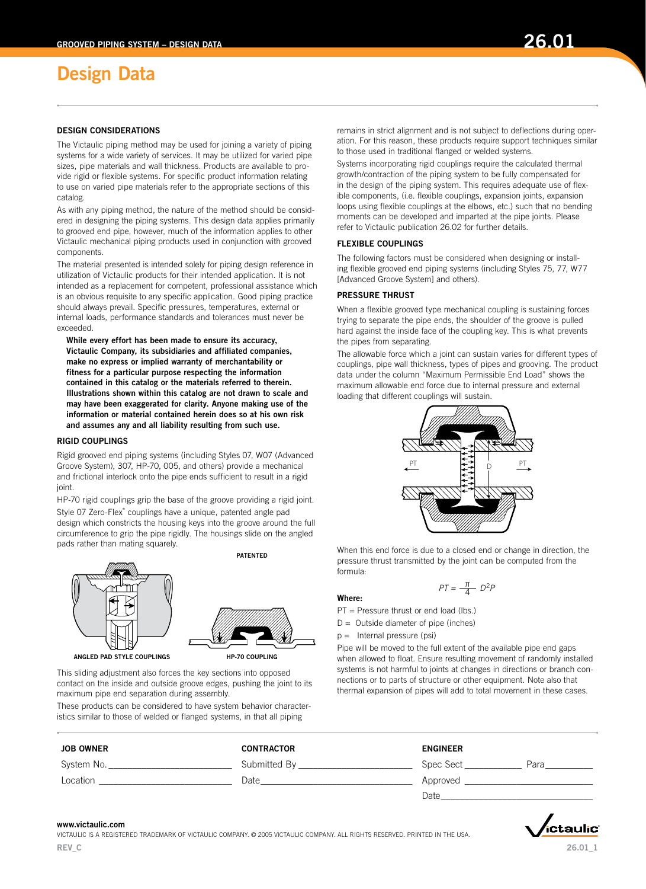# Design Data

## DESIGN CONSIDERATIONS

The Victaulic piping method may be used for joining a variety of piping systems for a wide variety of services. It may be utilized for varied pipe sizes, pipe materials and wall thickness. Products are available to provide rigid or flexible systems. For specific product information relating to use on varied pipe materials refer to the appropriate sections of this catalog.

As with any piping method, the nature of the method should be considered in designing the piping systems. This design data applies primarily to grooved end pipe, however, much of the information applies to other Victaulic mechanical piping products used in conjunction with grooved components.

The material presented is intended solely for piping design reference in utilization of Victaulic products for their intended application. It is not intended as a replacement for competent, professional assistance which is an obvious requisite to any specific application. Good piping practice should always prevail. Specific pressures, temperatures, external or internal loads, performance standards and tolerances must never be exceeded.

**While every effort has been made to ensure its accuracy, Victaulic Company, its subsidiaries and affiliated companies, make no express or implied warranty of merchantability or fitness for a particular purpose respecting the information contained in this catalog or the materials referred to therein. Illustrations shown within this catalog are not drawn to scale and may have been exaggerated for clarity. Anyone making use of the information or material contained herein does so at his own risk and assumes any and all liability resulting from such use.**

## RIGID COUPLINGS

Rigid grooved end piping systems (including Styles 07, W07 (Advanced Groove System), 307, HP-70, 005, and others) provide a mechanical and frictional interlock onto the pipe ends sufficient to result in a rigid joint.

HP-70 rigid couplings grip the base of the groove providing a rigid joint. Style 07 Zero-Flex® couplings have a unique, patented angle pad design which constricts the housing keys into the groove around the full circumference to grip the pipe rigidly. The housings slide on the angled pads rather than mating squarely.

PATENTED

ANGLED PAD STYLE COUPLINGS

HP-70 COUPLING

This sliding adjustment also forces the key sections into opposed contact on the inside and outside groove edges, pushing the joint to its maximum pipe end separation during assembly.

These products can be considered to have system behavior characteristics similar to those of welded or flanged systems, in that all piping remains in strict alignment and is not subject to deflections during operation. For this reason, these products require support techniques similar to those used in traditional flanged or welded systems.

Systems incorporating rigid couplings require the calculated thermal growth/contraction of the piping system to be fully compensated for in the design of the piping system. This requires adequate use of flexible components, (i.e. flexible couplings, expansion joints, expansion loops using flexible couplings at the elbows, etc.) such that no bending moments can be developed and imparted at the pipe joints. Please refer to Victaulic publication 26.02 for further details.

## FLEXIBLE COUPLINGS

The following factors must be considered when designing or installing flexible grooved end piping systems (including Styles 75, 77, W77 [Advanced Groove System] and others).

## PRESSURE THRUST

When a flexible grooved type mechanical coupling is sustaining forces trying to separate the pipe ends, the shoulder of the groove is pulled hard against the inside face of the coupling key. This is what prevents the pipes from separating.

The allowable force which a joint can sustain varies for different types of couplings, pipe wall thickness, types of pipes and grooving. The product data under the column "Maximum Permissible End Load" shows the maximum allowable end force due to internal pressure and external loading that different couplings will sustain.

When this end force is due to a closed end or change in direction, the pressure thrust transmitted by the joint can be computed from the formula:

$$PT = \frac{\pi}{4} D^2 P$$

**Where:**

PT = Pressure thrust or end load (lbs.)

D = Outside diameter of pipe (inches)

p = Internal pressure (psi)

Pipe will be moved to the full extent of the available pipe end gaps when allowed to float. Ensure resulting movement of randomly installed systems is not harmful to joints at changes in directions or branch connections or to parts of structure or other equipment. Note also that thermal expansion of pipes will add to total movement in these cases.

| JOB OWNER | CONTRACTOR | ENGINEER |
|---|---|---|
| System No. ________ | Submitted By ________ | Spec Sect ________ Para ________ |
| Location ________ | Date ________ | Approved ________ |
| | | Date ________ |

www.victaulic.com

VICTAULIC IS A REGISTERED TRADEMARK OF VICTAULIC COMPANY. © 2005 VICTAULIC COMPANY. ALL RIGHTS RESERVED. PRINTED IN THE USA.

REV_C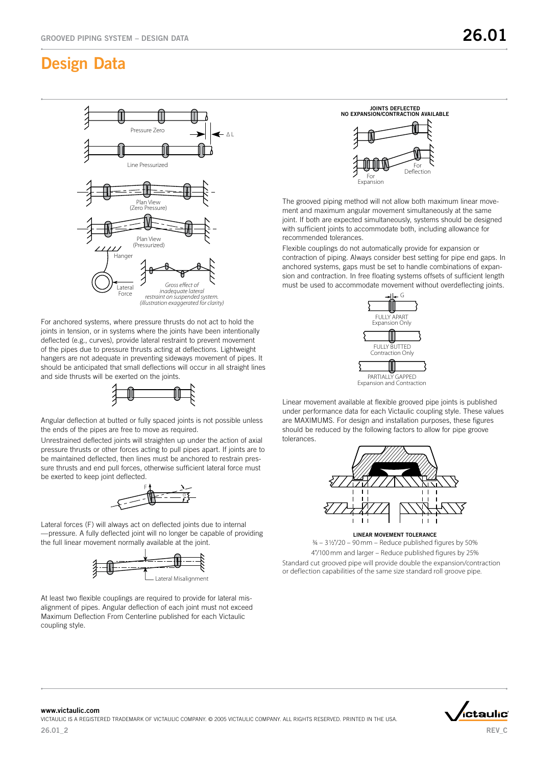# Design Data

Pressure Zero

ΔL

Line Pressurized

Plan View
(Zero Pressure)

Plan View
(Pressurized)

Hanger

Lateral Force

*Gross effect of inadequate lateral restraint on suspended system. (illustration exaggerated for clarity)*

For anchored systems, where pressure thrusts do not act to hold the joints in tension, or in systems where the joints have been intentionally deflected (e.g., curves), provide lateral restraint to prevent movement of the pipes due to pressure thrusts acting at deflections. Lightweight hangers are not adequate in preventing sideways movement of pipes. It should be anticipated that small deflections will occur in all straight lines and side thrusts will be exerted on the joints.

Angular deflection at butted or fully spaced joints is not possible unless the ends of the pipes are free to move as required.

Unrestrained deflected joints will straighten up under the action of axial pressure thrusts or other forces acting to pull pipes apart. If joints are to be maintained deflected, then lines must be anchored to restrain pressure thrusts and end pull forces, otherwise sufficient lateral force must be exerted to keep joint deflected.

F

Lateral forces (F) will always act on deflected joints due to internal —pressure. A fully deflected joint will no longer be capable of providing the full linear movement normally available at the joint.

Lateral Misalignment

At least two flexible couplings are required to provide for lateral misalignment of pipes. Angular deflection of each joint must not exceed Maximum Deflection From Centerline published for each Victaulic coupling style.

**JOINTS DEFLECTED
NO EXPANSION/CONTRACTION AVAILABLE**

For Expansion

For Deflection

The grooved piping method will not allow both maximum linear movement and maximum angular movement simultaneously at the same joint. If both are expected simultaneously, systems should be designed with sufficient joints to accommodate both, including allowance for recommended tolerances.

Flexible couplings do not automatically provide for expansion or contraction of piping. Always consider best setting for pipe end gaps. In anchored systems, gaps must be set to handle combinations of expansion and contraction. In free floating systems offsets of sufficient length must be used to accommodate movement without overdeflecting joints.

G

FULLY APART
Expansion Only

FULLY BUTTED
Contraction Only

PARTIALLY GAPPED
Expansion and Contraction

Linear movement available at flexible grooved pipe joints is published under performance data for each Victaulic coupling style. These values are MAXIMUMS. For design and installation purposes, these figures should be reduced by the following factors to allow for pipe groove tolerances.

**LINEAR MOVEMENT TOLERANCE**

¾ – 3½"/20 – 90 mm – Reduce published figures by 50%

4"/100 mm and larger – Reduce published figures by 25%

Standard cut grooved pipe will provide double the expansion/contraction or deflection capabilities of the same size standard roll groove pipe.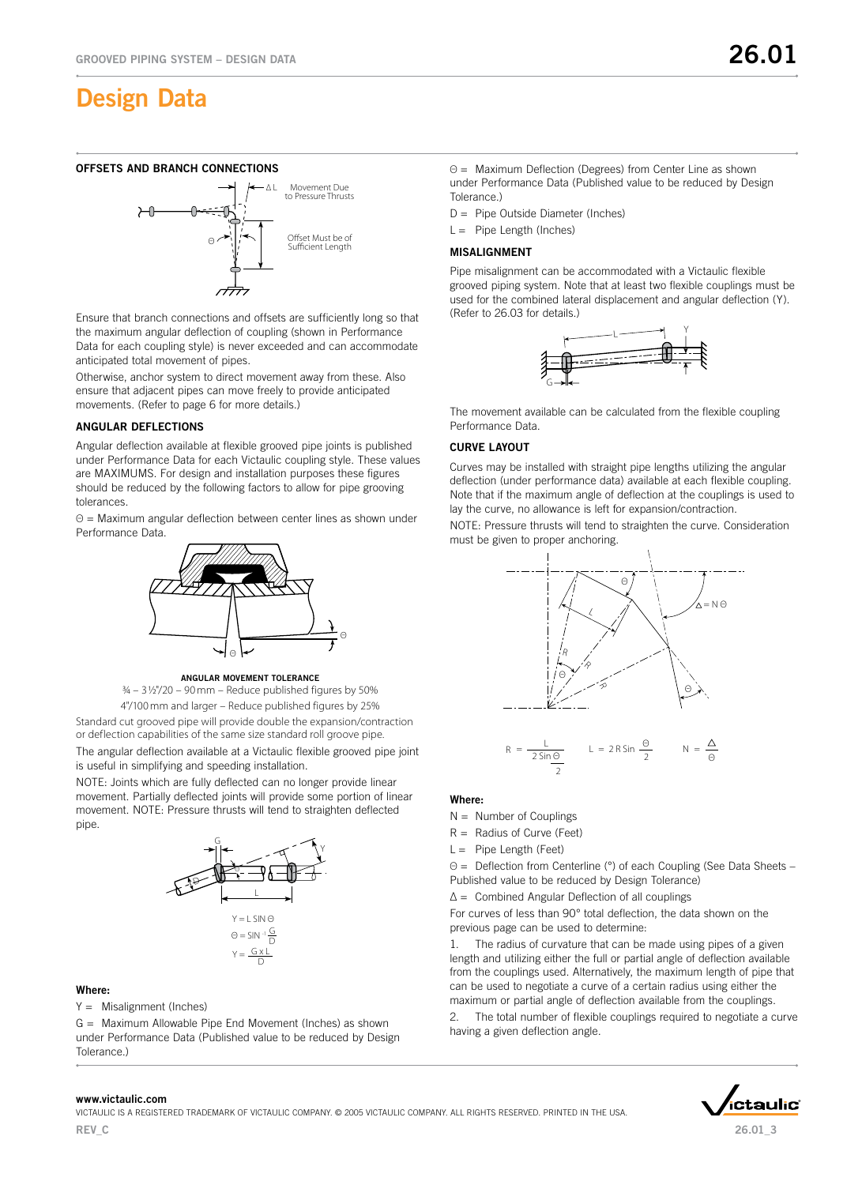# Design Data

### OFFSETS AND BRANCH CONNECTIONS

Ensure that branch connections and offsets are sufficiently long so that the maximum angular deflection of coupling (shown in Performance Data for each coupling style) is never exceeded and can accommodate anticipated total movement of pipes.

Otherwise, anchor system to direct movement away from these. Also ensure that adjacent pipes can move freely to provide anticipated movements. (Refer to page 6 for more details.)

### ANGULAR DEFLECTIONS

Angular deflection available at flexible grooved pipe joints is published under Performance Data for each Victaulic coupling style. These values are MAXIMUMS. For design and installation purposes these figures should be reduced by the following factors to allow for pipe grooving tolerances.

$\Theta$ = Maximum angular deflection between center lines as shown under Performance Data.

**ANGULAR MOVEMENT TOLERANCE**

¾ – 3½"/20 – 90 mm – Reduce published figures by 50%

4"/100 mm and larger – Reduce published figures by 25%

Standard cut grooved pipe will provide double the expansion/contraction or deflection capabilities of the same size standard roll groove pipe.

The angular deflection available at a Victaulic flexible grooved pipe joint is useful in simplifying and speeding installation.

NOTE: Joints which are fully deflected can no longer provide linear movement. Partially deflected joints will provide some portion of linear movement. NOTE: Pressure thrusts will tend to straighten deflected pipe.

$$Y = L \sin\Theta$$

$$\Theta = \sin^{-1}\frac{G}{D}$$

$$Y = \frac{G \times L}{D}$$

**Where:**

Y = Misalignment (Inches)

G = Maximum Allowable Pipe End Movement (Inches) as shown under Performance Data (Published value to be reduced by Design Tolerance.)

$\Theta$ = Maximum Deflection (Degrees) from Center Line as shown under Performance Data (Published value to be reduced by Design Tolerance.)

D = Pipe Outside Diameter (Inches)

L = Pipe Length (Inches)

### MISALIGNMENT

Pipe misalignment can be accommodated with a Victaulic flexible grooved piping system. Note that at least two flexible couplings must be used for the combined lateral displacement and angular deflection (Y). (Refer to 26.03 for details.)

The movement available can be calculated from the flexible coupling Performance Data.

### CURVE LAYOUT

Curves may be installed with straight pipe lengths utilizing the angular deflection (under performance data) available at each flexible coupling. Note that if the maximum angle of deflection at the couplings is used to lay the curve, no allowance is left for expansion/contraction.

NOTE: Pressure thrusts will tend to straighten the curve. Consideration must be given to proper anchoring.

$$R = \frac{L}{2\sin\frac{\Theta}{2}} \qquad L = 2R\sin\frac{\Theta}{2} \qquad N = \frac{\Delta}{\Theta}$$

**Where:**

N = Number of Couplings

R = Radius of Curve (Feet)

L = Pipe Length (Feet)

$\Theta$ = Deflection from Centerline (°) of each Coupling (See Data Sheets – Published value to be reduced by Design Tolerance)

$\Delta$ = Combined Angular Deflection of all couplings

For curves of less than 90° total deflection, the data shown on the previous page can be used to determine:

1. The radius of curvature that can be made using pipes of a given length and utilizing either the full or partial angle of deflection available from the couplings used. Alternatively, the maximum length of pipe that can be used to negotiate a curve of a certain radius using either the maximum or partial angle of deflection available from the couplings.
2. The total number of flexible couplings required to negotiate a curve having a given deflection angle.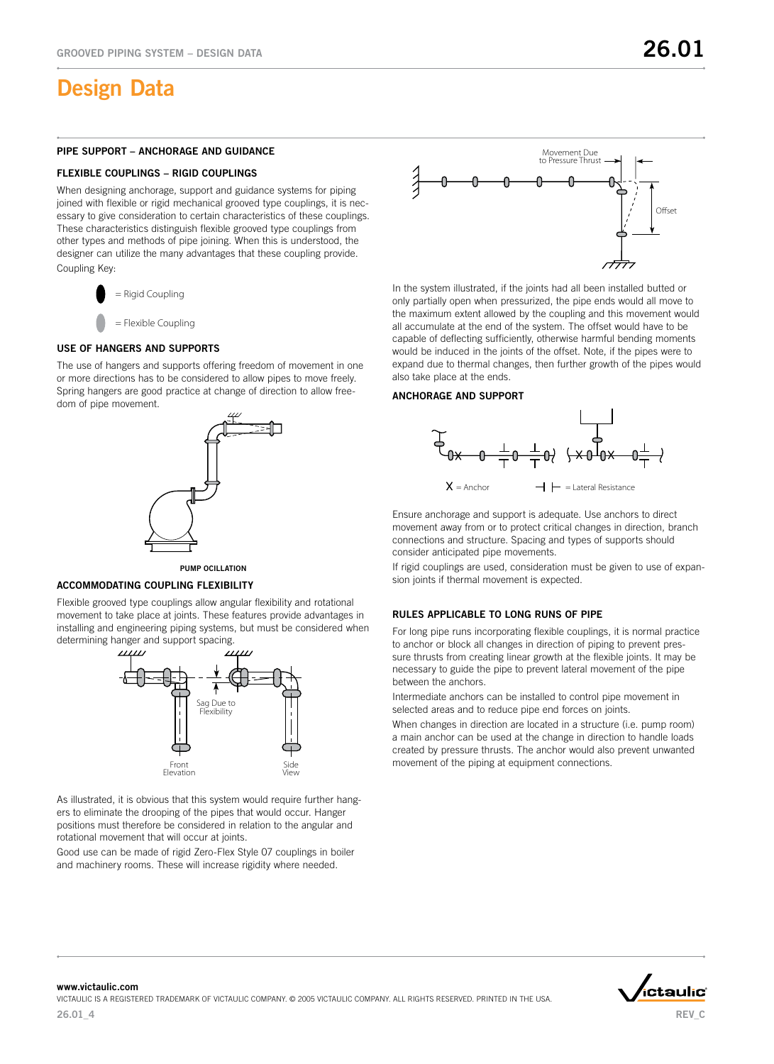# Design Data

## PIPE SUPPORT – ANCHORAGE AND GUIDANCE

### FLEXIBLE COUPLINGS – RIGID COUPLINGS

When designing anchorage, support and guidance systems for piping joined with flexible or rigid mechanical grooved type couplings, it is necessary to give consideration to certain characteristics of these couplings. These characteristics distinguish flexible grooved type couplings from other types and methods of pipe joining. When this is understood, the designer can utilize the many advantages that these coupling provide.

Coupling Key:

= Rigid Coupling

= Flexible Coupling

### USE OF HANGERS AND SUPPORTS

The use of hangers and supports offering freedom of movement in one or more directions has to be considered to allow pipes to move freely. Spring hangers are good practice at change of direction to allow freedom of pipe movement.

PUMP OCILLATION

### ACCOMMODATING COUPLING FLEXIBILITY

Flexible grooved type couplings allow angular flexibility and rotational movement to take place at joints. These features provide advantages in installing and engineering piping systems, but must be considered when determining hanger and support spacing.

Sag Due to Flexibility

Front Elevation

Side View

As illustrated, it is obvious that this system would require further hangers to eliminate the drooping of the pipes that would occur. Hanger positions must therefore be considered in relation to the angular and rotational movement that will occur at joints.

Good use can be made of rigid Zero-Flex Style 07 couplings in boiler and machinery rooms. These will increase rigidity where needed.

Movement Due to Pressure Thrust

Offset

In the system illustrated, if the joints had all been installed butted or only partially open when pressurized, the pipe ends would all move to the maximum extent allowed by the coupling and this movement would all accumulate at the end of the system. The offset would have to be capable of deflecting sufficiently, otherwise harmful bending moments would be induced in the joints of the offset. Note, if the pipes were to expand due to thermal changes, then further growth of the pipes would also take place at the ends.

### ANCHORAGE AND SUPPORT

X = Anchor

= Lateral Resistance

Ensure anchorage and support is adequate. Use anchors to direct movement away from or to protect critical changes in direction, branch connections and structure. Spacing and types of supports should consider anticipated pipe movements.

If rigid couplings are used, consideration must be given to use of expansion joints if thermal movement is expected.

### RULES APPLICABLE TO LONG RUNS OF PIPE

For long pipe runs incorporating flexible couplings, it is normal practice to anchor or block all changes in direction of piping to prevent pressure thrusts from creating linear growth at the flexible joints. It may be necessary to guide the pipe to prevent lateral movement of the pipe between the anchors.

Intermediate anchors can be installed to control pipe movement in selected areas and to reduce pipe end forces on joints.

When changes in direction are located in a structure (i.e. pump room) a main anchor can be used at the change in direction to handle loads created by pressure thrusts. The anchor would also prevent unwanted movement of the piping at equipment connections.

www.victaulic.com

VICTAULIC IS A REGISTERED TRADEMARK OF VICTAULIC COMPANY. © 2005 VICTAULIC COMPANY. ALL RIGHTS RESERVED. PRINTED IN THE USA.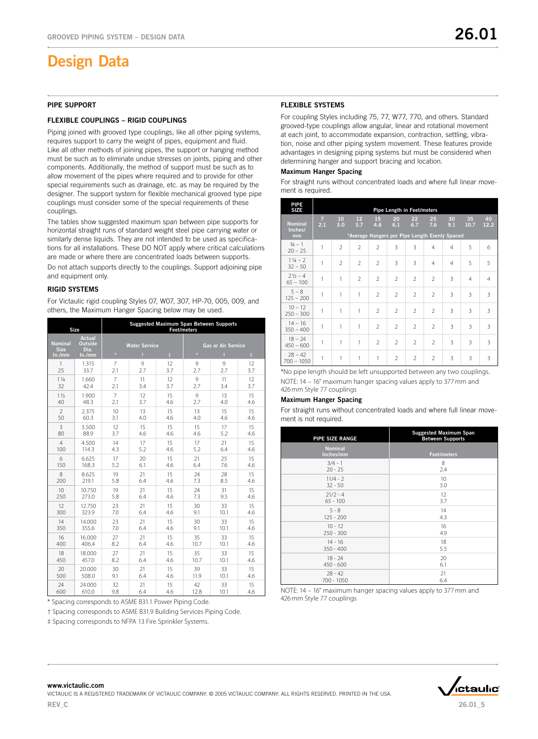# Design Data

## PIPE SUPPORT

### FLEXIBLE COUPLINGS – RIGID COUPLINGS

Piping joined with grooved type couplings, like all other piping systems, requires support to carry the weight of pipes, equipment and fluid. Like all other methods of joining pipes, the support or hanging method must be such as to eliminate undue stresses on joints, piping and other components. Additionally, the method of support must be such as to allow movement of the pipes where required and to provide for other special requirements such as drainage, etc. as may be required by the designer. The support system for flexible mechanical grooved type pipe couplings must consider some of the special requirements of these couplings.

The tables show suggested maximum span between pipe supports for horizontal straight runs of standard weight steel pipe carrying water or similarly dense liquids. They are not intended to be used as specifications for all installations. These DO NOT apply where critical calculations are made or where there are concentrated loads between supports.

Do not attach supports directly to the couplings. Support adjoining pipe and equipment only.

### RIGID SYSTEMS

For Victaulic rigid coupling Styles 07, W07, 307, HP-70, 005, 009, and others, the Maximum Hanger Spacing below may be used.

| Size | | Suggested Maximum Span Between Supports Feet/meters | | | | | |
|---|---|---|---|---|---|---|---|
| | | Water Service | | | Gas or Air Service | | |
| Nominal Size In./mm | Actual Outside Dia. In./mm | * | † | ‡ | * | † | ‡ |
| 1<br>25 | 1.315<br>33.7 | 7<br>2.1 | 9<br>2.7 | 12<br>3.7 | 9<br>2.7 | 9<br>2.7 | 12<br>3.7 |
| 1 ¼<br>32 | 1.660<br>42.4 | 7<br>2.1 | 11<br>3.4 | 12<br>3.7 | 9<br>2.7 | 11<br>3.4 | 12<br>3.7 |
| 1 ½<br>40 | 1.900<br>48.3 | 7<br>2.1 | 12<br>3.7 | 15<br>4.6 | 9<br>2.7 | 13<br>4.0 | 15<br>4.6 |
| 2<br>50 | 2.375<br>60.3 | 10<br>3.1 | 13<br>4.0 | 15<br>4.6 | 13<br>4.0 | 15<br>4.6 | 15<br>4.6 |
| 3<br>80 | 3.500<br>88.9 | 12<br>3.7 | 15<br>4.6 | 15<br>4.6 | 15<br>4.6 | 17<br>5.2 | 15<br>4.6 |
| 4<br>100 | 4.500<br>114.3 | 14<br>4.3 | 17<br>5.2 | 15<br>4.6 | 17<br>5.2 | 21<br>6.4 | 15<br>4.6 |
| 6<br>150 | 6.625<br>168.3 | 17<br>5.2 | 20<br>6.1 | 15<br>4.6 | 21<br>6.4 | 25<br>7.6 | 15<br>4.6 |
| 8<br>200 | 8.625<br>219.1 | 19<br>5.8 | 21<br>6.4 | 15<br>4.6 | 24<br>7.3 | 28<br>8.5 | 15<br>4.6 |
| 10<br>250 | 10.750<br>273.0 | 19<br>5.8 | 21<br>6.4 | 15<br>4.6 | 24<br>7.3 | 31<br>9.5 | 15<br>4.6 |
| 12<br>300 | 12.750<br>323.9 | 23<br>7.0 | 21<br>6.4 | 15<br>4.6 | 30<br>9.1 | 33<br>10.1 | 15<br>4.6 |
| 14<br>350 | 14.000<br>355.6 | 23<br>7.0 | 21<br>6.4 | 15<br>4.6 | 30<br>9.1 | 33<br>10.1 | 15<br>4.6 |
| 16<br>400 | 16.000<br>406.4 | 27<br>8.2 | 21<br>6.4 | 15<br>4.6 | 35<br>10.7 | 33<br>10.1 | 15<br>4.6 |
| 18<br>450 | 18.000<br>457.0 | 27<br>8.2 | 21<br>6.4 | 15<br>4.6 | 35<br>10.7 | 33<br>10.1 | 15<br>4.6 |
| 20<br>500 | 20.000<br>508.0 | 30<br>9.1 | 21<br>6.4 | 15<br>4.6 | 39<br>11.9 | 33<br>10.1 | 15<br>4.6 |
| 24<br>600 | 24.000<br>610.0 | 32<br>9.8 | 21<br>6.4 | 15<br>4.6 | 42<br>12.8 | 33<br>10.1 | 15<br>4.6 |

* Spacing corresponds to ASME B31.1 Power Piping Code.

† Spacing corresponds to ASME B31.9 Building Services Piping Code.

‡ Spacing corresponds to NFPA 13 Fire Sprinkler Systems.

### FLEXIBLE SYSTEMS

For coupling Styles including 75, 77, W77, 770, and others. Standard grooved-type couplings allow angular, linear and rotational movement at each joint, to accommodate expansion, contraction, settling, vibration, noise and other piping system movement. These features provide advantages in designing piping systems but must be considered when determining hanger and support bracing and location.

**Maximum Hanger Spacing**

For straight runs without concentrated loads and where full linear movement is required.

| PIPE SIZE | Pipe Length in Feet/meters | | | | | | | | | |
|---|---|---|---|---|---|---|---|---|---|---|
| Nominal Inches/ mm | 7<br>2.1 | 10<br>3.0 | 12<br>3.7 | 15<br>4.6 | 20<br>6.1 | 22<br>6.7 | 25<br>7.6 | 30<br>9.1 | 35<br>10.7 | 40<br>12.2 |
| | *Average Hangers per Pipe Length Evenly Spaced | | | | | | | | | |
| ¾ – 1<br>20 – 25 | 1 | 2 | 2 | 2 | 3 | 3 | 4 | 4 | 5 | 6 |
| 1 ¼ – 2<br>32 – 50 | 1 | 2 | 2 | 2 | 3 | 3 | 4 | 4 | 5 | 5 |
| 2 ½ – 4<br>65 – 100 | 1 | 1 | 2 | 2 | 2 | 2 | 2 | 3 | 4 | 4 |
| 5 – 8<br>125 – 200 | 1 | 1 | 1 | 2 | 2 | 2 | 2 | 3 | 3 | 3 |
| 10 – 12<br>250 – 300 | 1 | 1 | 1 | 2 | 2 | 2 | 2 | 3 | 3 | 3 |
| 14 – 16<br>350 – 400 | 1 | 1 | 1 | 2 | 2 | 2 | 2 | 3 | 3 | 3 |
| 18 – 24<br>450 – 600 | 1 | 1 | 1 | 2 | 2 | 2 | 2 | 3 | 3 | 3 |
| 28 – 42<br>700 – 1050 | 1 | 1 | 1 | 1 | 2 | 2 | 2 | 3 | 3 | 3 |

*No pipe length should be left unsupported between any two couplings.

NOTE: 14 – 16" maximum hanger spacing values apply to 377 mm and 426 mm Style 77 couplings

**Maximum Hanger Spacing**

For straight runs without concentrated loads and where full linear movement is not required.

| PIPE SIZE RANGE | Suggested Maximum Span Between Supports |
|---|---|
| Nominal Inches/mm | Feet/meters |
| 3/4 - 1<br>20 - 25 | 8<br>2.4 |
| 11/4 - 2<br>32 - 50 | 10<br>3.0 |
| 21/2 - 4<br>65 - 100 | 12<br>3.7 |
| 5 - 8<br>125 - 200 | 14<br>4.3 |
| 10 - 12<br>250 - 300 | 16<br>4.9 |
| 14 - 16<br>350 - 400 | 18<br>5.5 |
| 18 - 24<br>450 - 600 | 20<br>6.1 |
| 28 - 42<br>700 - 1050 | 21<br>6.4 |

NOTE: 14 – 16" maximum hanger spacing values apply to 377 mm and 426 mm Style 77 couplings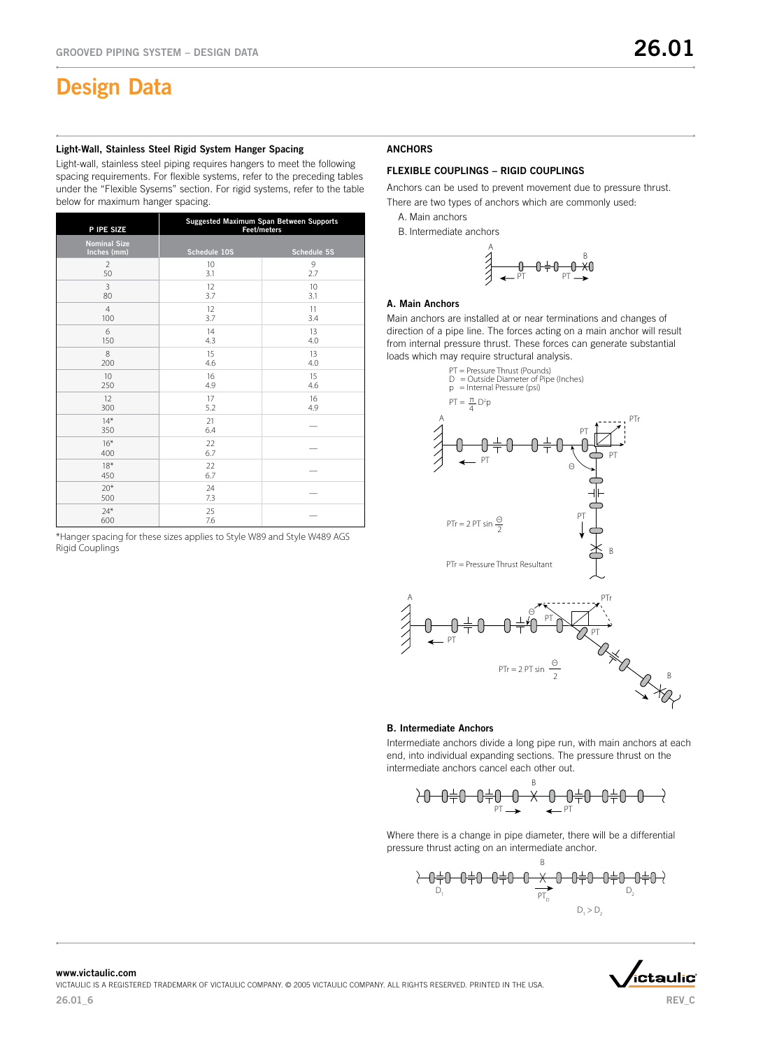# Design Data

### Light-Wall, Stainless Steel Rigid System Hanger Spacing

Light-wall, stainless steel piping requires hangers to meet the following spacing requirements. For flexible systems, refer to the preceding tables under the "Flexible Sysems" section. For rigid systems, refer to the table below for maximum hanger spacing.

| PIPE SIZE | Suggested Maximum Span Between Supports Feet/meters | |
|---|---|---|
| Nominal Size Inches (mm) | Schedule 10S | Schedule 5S |
| 2<br>50 | 10<br>3.1 | 9<br>2.7 |
| 3<br>80 | 12<br>3.7 | 10<br>3.1 |
| 4<br>100 | 12<br>3.7 | 11<br>3.4 |
| 6<br>150 | 14<br>4.3 | 13<br>4.0 |
| 8<br>200 | 15<br>4.6 | 13<br>4.0 |
| 10<br>250 | 16<br>4.9 | 15<br>4.6 |
| 12<br>300 | 17<br>5.2 | 16<br>4.9 |
| 14*<br>350 | 21<br>6.4 | — |
| 16*<br>400 | 22<br>6.7 | — |
| 18*<br>450 | 22<br>6.7 | — |
| 20*<br>500 | 24<br>7.3 | — |
| 24*<br>600 | 25<br>7.6 | — |

*Hanger spacing for these sizes applies to Style W89 and Style W489 AGS Rigid Couplings

### ANCHORS

### FLEXIBLE COUPLINGS – RIGID COUPLINGS

Anchors can be used to prevent movement due to pressure thrust. There are two types of anchors which are commonly used:

A. Main anchors

B. Intermediate anchors

### A. Main Anchors

Main anchors are installed at or near terminations and changes of direction of a pipe line. The forces acting on a main anchor will result from internal pressure thrust. These forces can generate substantial loads which may require structural analysis.

PT = Pressure Thrust (Pounds)
D = Outside Diameter of Pipe (Inches)
p = Internal Pressure (psi)

$$PT = \frac{\pi}{4} D^2 p$$

$$PTr = 2\,PT \sin \frac{\Theta}{2}$$

PTr = Pressure Thrust Resultant

### B. Intermediate Anchors

Intermediate anchors divide a long pipe run, with main anchors at each end, into individual expanding sections. The pressure thrust on the intermediate anchors cancel each other out.

Where there is a change in pipe diameter, there will be a differential pressure thrust acting on an intermediate anchor.

$D_1 > D_2$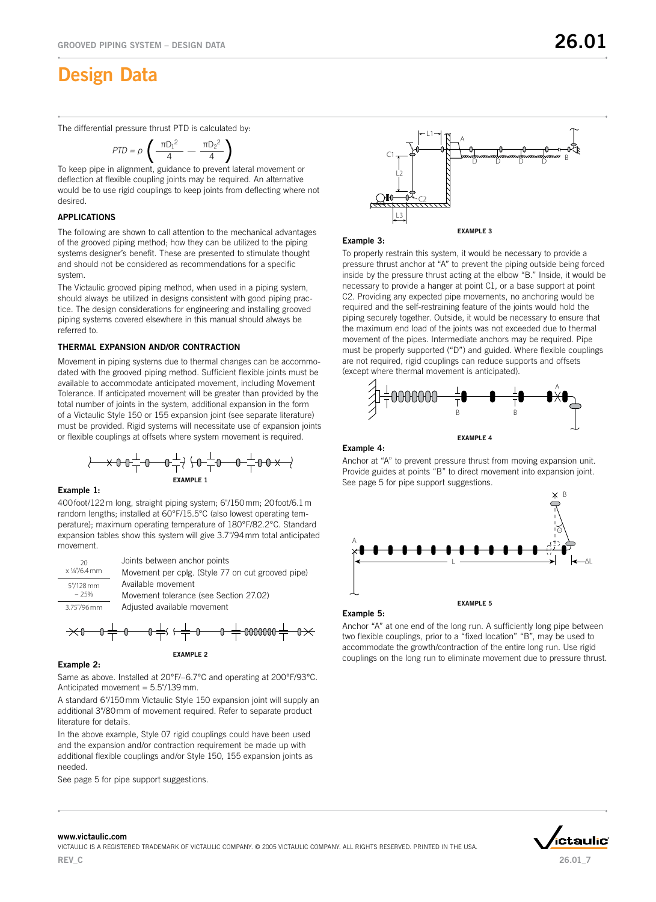# Design Data

The differential pressure thrust PTD is calculated by:

$$PTD = p\left(\frac{\pi D_1^2}{4} - \frac{\pi D_2^2}{4}\right)$$

To keep pipe in alignment, guidance to prevent lateral movement or deflection at flexible coupling joints may be required. An alternative would be to use rigid couplings to keep joints from deflecting where not desired.

### APPLICATIONS

The following are shown to call attention to the mechanical advantages of the grooved piping method; how they can be utilized to the piping systems designer's benefit. These are presented to stimulate thought and should not be considered as recommendations for a specific system.

The Victaulic grooved piping method, when used in a piping system, should always be utilized in designs consistent with good piping practice. The design considerations for engineering and installing grooved piping systems covered elsewhere in this manual should always be referred to.

### THERMAL EXPANSION AND/OR CONTRACTION

Movement in piping systems due to thermal changes can be accommodated with the grooved piping method. Sufficient flexible joints must be available to accommodate anticipated movement, including Movement Tolerance. If anticipated movement will be greater than provided by the total number of joints in the system, additional expansion in the form of a Victaulic Style 150 or 155 expansion joint (see separate literature) must be provided. Rigid systems will necessitate use of expansion joints or flexible couplings at offsets where system movement is required.

EXAMPLE 1

**Example 1:**

400 foot/122 m long, straight piping system; 6"/150 mm; 20 foot/6.1 m random lengths; installed at 60°F/15.5°C (also lowest operating temperature); maximum operating temperature of 180°F/82.2°C. Standard expansion tables show this system will give 3.7"/94 mm total anticipated movement.

| | |
|---|---|
| 20 | Joints between anchor points |
| x ¼"/6.4 mm | Movement per cplg. (Style 77 on cut grooved pipe) |
| 5"/128 mm | Available movement |
| – 25% | Movement tolerance (see Section 27.02) |
| 3.75"/96 mm | Adjusted available movement |

EXAMPLE 2

**Example 2:**

Same as above. Installed at 20°F/–6.7°C and operating at 200°F/93°C. Anticipated movement = 5.5"/139 mm.

A standard 6"/150 mm Victaulic Style 150 expansion joint will supply an additional 3"/80 mm of movement required. Refer to separate product literature for details.

In the above example, Style 07 rigid couplings could have been used and the expansion and/or contraction requirement be made up with additional flexible couplings and/or Style 150, 155 expansion joints as needed.

See page 5 for pipe support suggestions.

EXAMPLE 3

**Example 3:**

To properly restrain this system, it would be necessary to provide a pressure thrust anchor at "A" to prevent the piping outside being forced inside by the pressure thrust acting at the elbow "B." Inside, it would be necessary to provide a hanger at point C1, or a base support at point C2. Providing any expected pipe movements, no anchoring would be required and the self-restraining feature of the joints would hold the piping securely together. Outside, it would be necessary to ensure that the maximum end load of the joints was not exceeded due to thermal movement of the pipes. Intermediate anchors may be required. Pipe must be properly supported ("D") and guided. Where flexible couplings are not required, rigid couplings can reduce supports and offsets (except where thermal movement is anticipated).

EXAMPLE 4

**Example 4:**

Anchor at "A" to prevent pressure thrust from moving expansion unit. Provide guides at points "B" to direct movement into expansion joint. See page 5 for pipe support suggestions.

EXAMPLE 5

**Example 5:**

Anchor "A" at one end of the long run. A sufficiently long pipe between two flexible couplings, prior to a "fixed location" "B", may be used to accommodate the growth/contraction of the entire long run. Use rigid couplings on the long run to eliminate movement due to pressure thrust.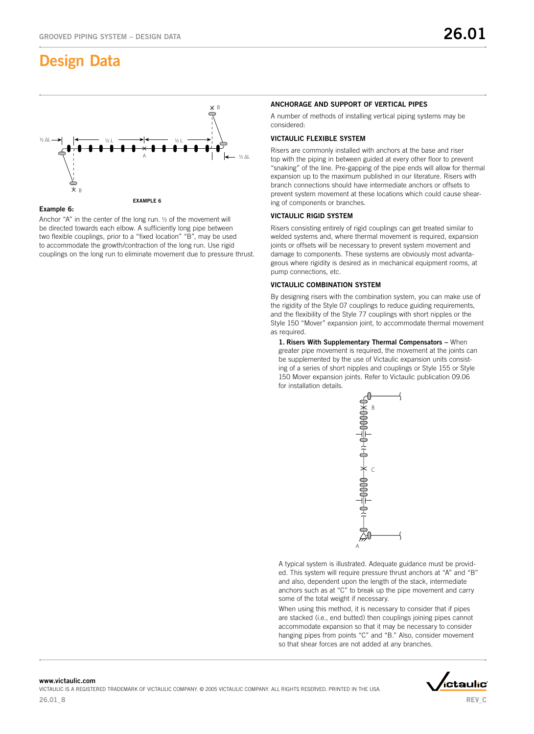# Design Data

½ ΔL

½ L

½ L

½ ΔL

A

B

B

EXAMPLE 6

**Example 6:**

Anchor "A" in the center of the long run. ½ of the movement will be directed towards each elbow. A sufficiently long pipe between two flexible couplings, prior to a "fixed location" "B", may be used to accommodate the growth/contraction of the long run. Use rigid couplings on the long run to eliminate movement due to pressure thrust.

## ANCHORAGE AND SUPPORT OF VERTICAL PIPES

A number of methods of installing vertical piping systems may be considered:

### VICTAULIC FLEXIBLE SYSTEM

Risers are commonly installed with anchors at the base and riser top with the piping in between guided at every other floor to prevent "snaking" of the line. Pre-gapping of the pipe ends will allow for thermal expansion up to the maximum published in our literature. Risers with branch connections should have intermediate anchors or offsets to prevent system movement at these locations which could cause shearing of components or branches.

### VICTAULIC RIGID SYSTEM

Risers consisting entirely of rigid couplings can get treated similar to welded systems and, where thermal movement is required, expansion joints or offsets will be necessary to prevent system movement and damage to components. These systems are obviously most advantageous where rigidity is desired as in mechanical equipment rooms, at pump connections, etc.

### VICTAULIC COMBINATION SYSTEM

By designing risers with the combination system, you can make use of the rigidity of the Style 07 couplings to reduce guiding requirements, and the flexibility of the Style 77 couplings with short nipples or the Style 150 "Mover" expansion joint, to accommodate thermal movement as required.

**1. Risers With Supplementary Thermal Compensators –** When greater pipe movement is required, the movement at the joints can be supplemented by the use of Victaulic expansion units consisting of a series of short nipples and couplings or Style 155 or Style 150 Mover expansion joints. Refer to Victaulic publication 09.06 for installation details.

B

C

A

A typical system is illustrated. Adequate guidance must be provided. This system will require pressure thrust anchors at "A" and "B" and also, dependent upon the length of the stack, intermediate anchors such as at "C" to break up the pipe movement and carry some of the total weight if necessary.

When using this method, it is necessary to consider that if pipes are stacked (i.e., end butted) then couplings joining pipes cannot accommodate expansion so that it may be necessary to consider hanging pipes from points "C" and "B." Also, consider movement so that shear forces are not added at any branches.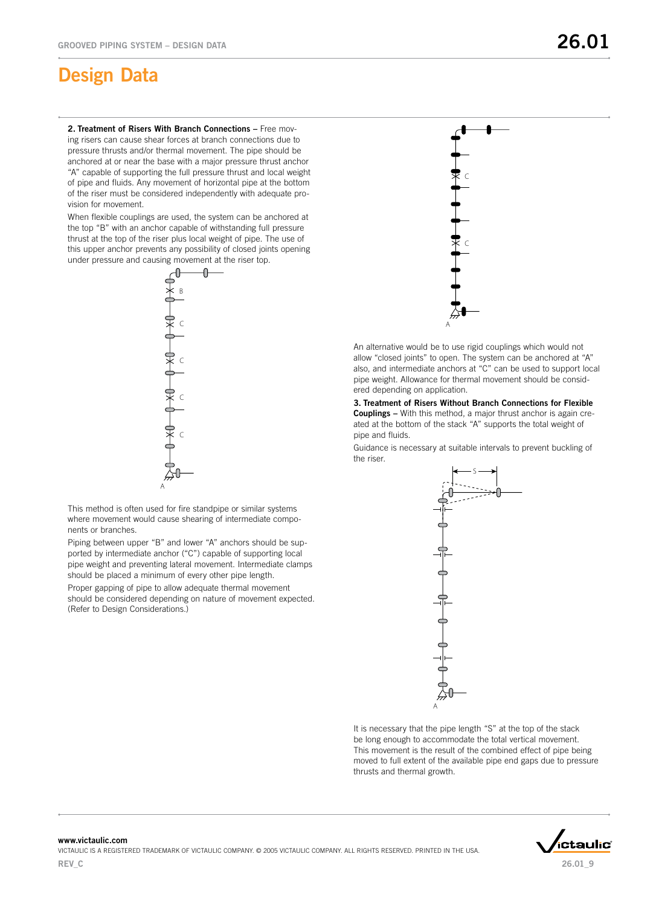# Design Data

**2. Treatment of Risers With Branch Connections –** Free moving risers can cause shear forces at branch connections due to pressure thrusts and/or thermal movement. The pipe should be anchored at or near the base with a major pressure thrust anchor "A" capable of supporting the full pressure thrust and local weight of pipe and fluids. Any movement of horizontal pipe at the bottom of the riser must be considered independently with adequate provision for movement.

When flexible couplings are used, the system can be anchored at the top "B" with an anchor capable of withstanding full pressure thrust at the top of the riser plus local weight of pipe. The use of this upper anchor prevents any possibility of closed joints opening under pressure and causing movement at the riser top.

B
C
C
C
C
A

This method is often used for fire standpipe or similar systems where movement would cause shearing of intermediate components or branches.

Piping between upper "B" and lower "A" anchors should be supported by intermediate anchor ("C") capable of supporting local pipe weight and preventing lateral movement. Intermediate clamps should be placed a minimum of every other pipe length.

Proper gapping of pipe to allow adequate thermal movement should be considered depending on nature of movement expected. (Refer to Design Considerations.)

C
C
A

An alternative would be to use rigid couplings which would not allow "closed joints" to open. The system can be anchored at "A" also, and intermediate anchors at "C" can be used to support local pipe weight. Allowance for thermal movement should be considered depending on application.

**3. Treatment of Risers Without Branch Connections for Flexible Couplings –** With this method, a major thrust anchor is again created at the bottom of the stack "A" supports the total weight of pipe and fluids.

Guidance is necessary at suitable intervals to prevent buckling of the riser.

S
A

It is necessary that the pipe length "S" at the top of the stack be long enough to accommodate the total vertical movement. This movement is the result of the combined effect of pipe being moved to full extent of the available pipe end gaps due to pressure thrusts and thermal growth.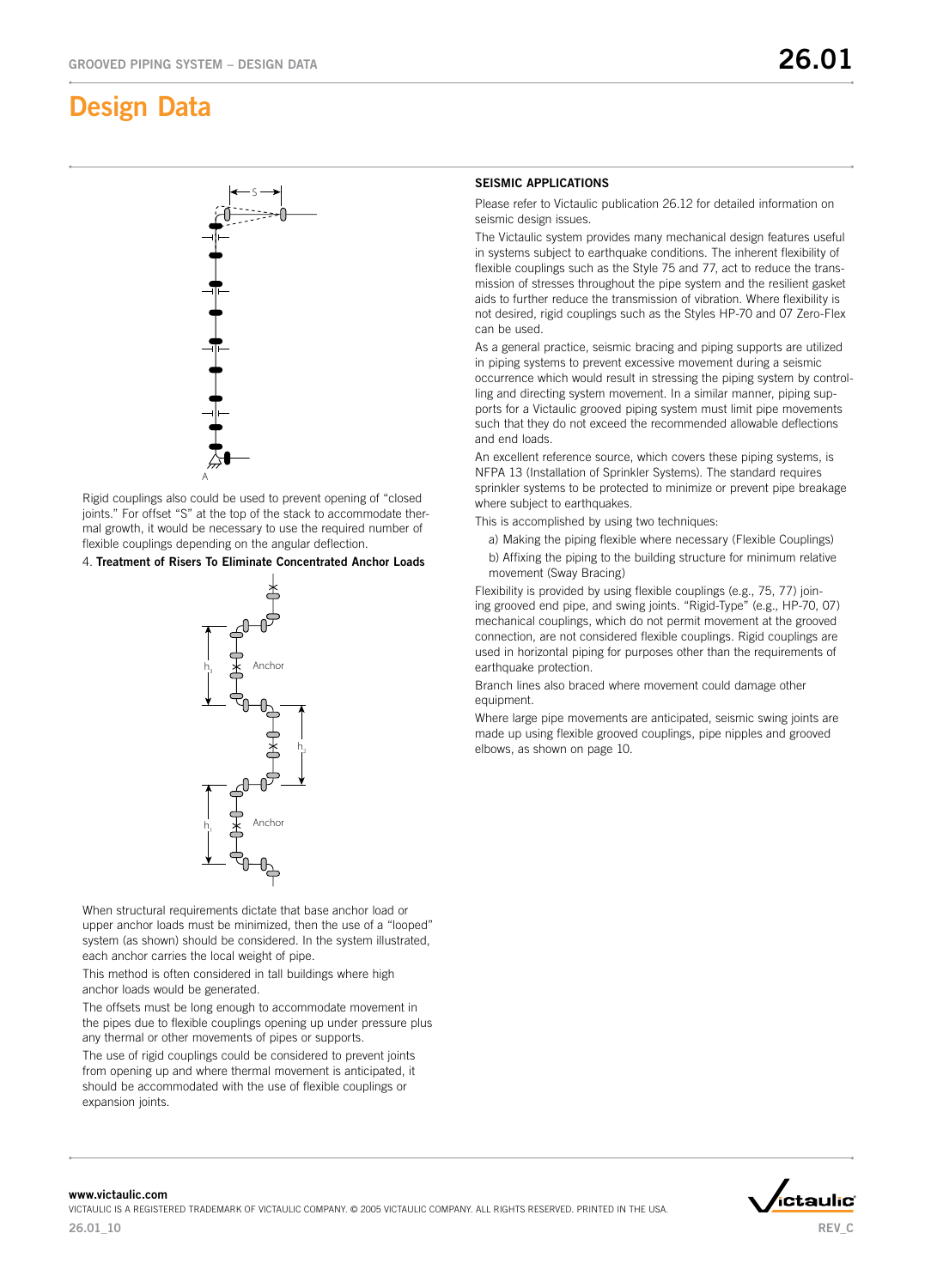# Design Data

S

A

Rigid couplings also could be used to prevent opening of "closed joints." For offset "S" at the top of the stack to accommodate thermal growth, it would be necessary to use the required number of flexible couplings depending on the angular deflection.

4. **Treatment of Risers To Eliminate Concentrated Anchor Loads**

$h_3$

Anchor

$h_2$

$h_1$

Anchor

When structural requirements dictate that base anchor load or upper anchor loads must be minimized, then the use of a "looped" system (as shown) should be considered. In the system illustrated, each anchor carries the local weight of pipe.

This method is often considered in tall buildings where high anchor loads would be generated.

The offsets must be long enough to accommodate movement in the pipes due to flexible couplings opening up under pressure plus any thermal or other movements of pipes or supports.

The use of rigid couplings could be considered to prevent joints from opening up and where thermal movement is anticipated, it should be accommodated with the use of flexible couplings or expansion joints.

**SEISMIC APPLICATIONS**

Please refer to Victaulic publication 26.12 for detailed information on seismic design issues.

The Victaulic system provides many mechanical design features useful in systems subject to earthquake conditions. The inherent flexibility of flexible couplings such as the Style 75 and 77, act to reduce the transmission of stresses throughout the pipe system and the resilient gasket aids to further reduce the transmission of vibration. Where flexibility is not desired, rigid couplings such as the Styles HP-70 and 07 Zero-Flex can be used.

As a general practice, seismic bracing and piping supports are utilized in piping systems to prevent excessive movement during a seismic occurrence which would result in stressing the piping system by controlling and directing system movement. In a similar manner, piping supports for a Victaulic grooved piping system must limit pipe movements such that they do not exceed the recommended allowable deflections and end loads.

An excellent reference source, which covers these piping systems, is NFPA 13 (Installation of Sprinkler Systems). The standard requires sprinkler systems to be protected to minimize or prevent pipe breakage where subject to earthquakes.

This is accomplished by using two techniques:

a) Making the piping flexible where necessary (Flexible Couplings)

b) Affixing the piping to the building structure for minimum relative movement (Sway Bracing)

Flexibility is provided by using flexible couplings (e.g., 75, 77) joining grooved end pipe, and swing joints. "Rigid-Type" (e.g., HP-70, 07) mechanical couplings, which do not permit movement at the grooved connection, are not considered flexible couplings. Rigid couplings are used in horizontal piping for purposes other than the requirements of earthquake protection.

Branch lines also braced where movement could damage other equipment.

Where large pipe movements are anticipated, seismic swing joints are made up using flexible grooved couplings, pipe nipples and grooved elbows, as shown on page 10.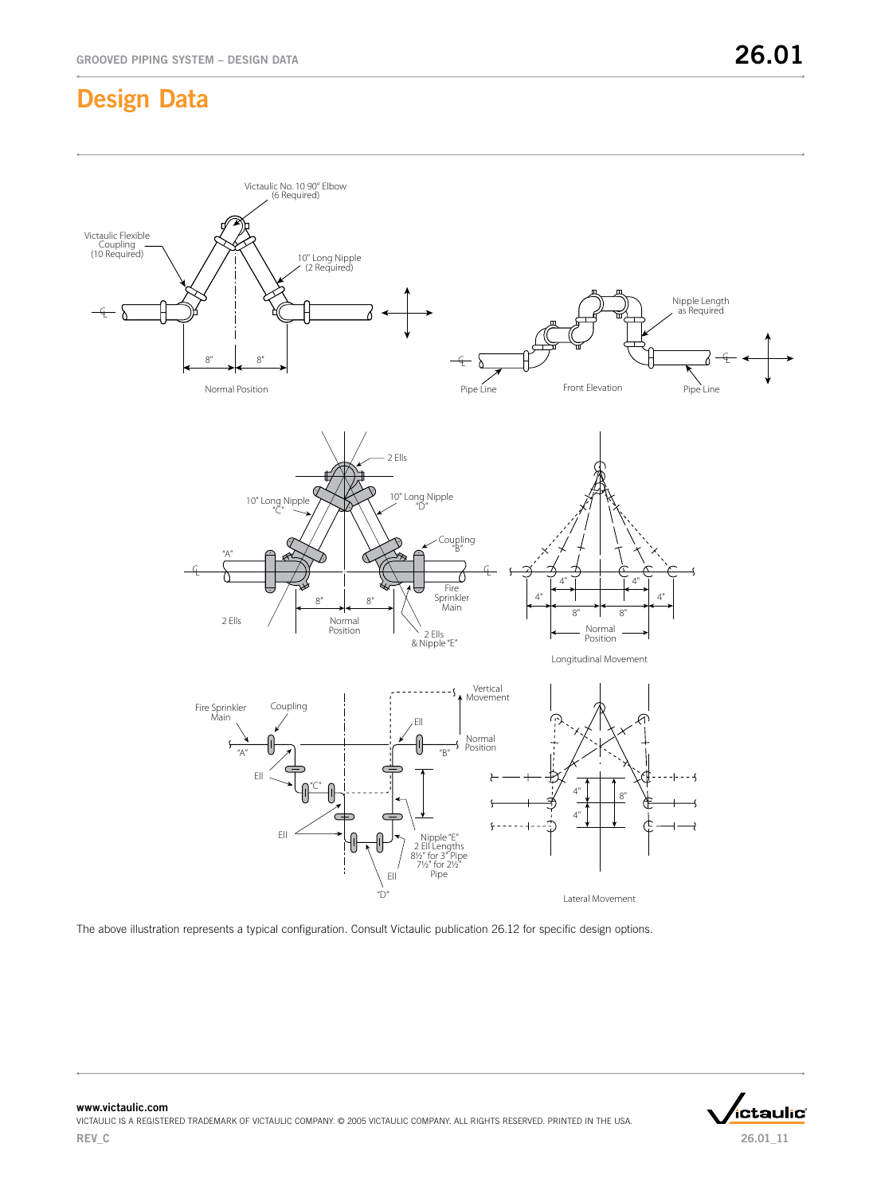# Design Data

Victaulic No. 10 90° Elbow
(6 Required)

Victaulic Flexible
Coupling
(10 Required)

10" Long Nipple
(2 Required)

8"
8"

Normal Position

Nipple Length
as Required

Pipe Line

Front Elevation

Pipe Line

2 Ells

10" Long Nipple
"C"

10" Long Nipple
"D"

Coupling
"B"

"A"

Fire
Sprinkler
Main

8"
8"

2 Ells

Normal
Position

2 Ells
& Nipple "E"

4"
4"
4"
4"
8"
8"

Normal
Position

Longitudinal Movement

Vertical
Movement

Fire Sprinkler
Main

Coupling

Ell

Normal
Position

"A"

"B"

Ell

"C"

Ell

Nipple "E"
2 Ell Lengths
8½" for 3" Pipe
7½" for 2½"
Pipe

Ell

"D"

4"
4"
8"

Lateral Movement

The above illustration represents a typical configuration. Consult Victaulic publication 26.12 for specific design options.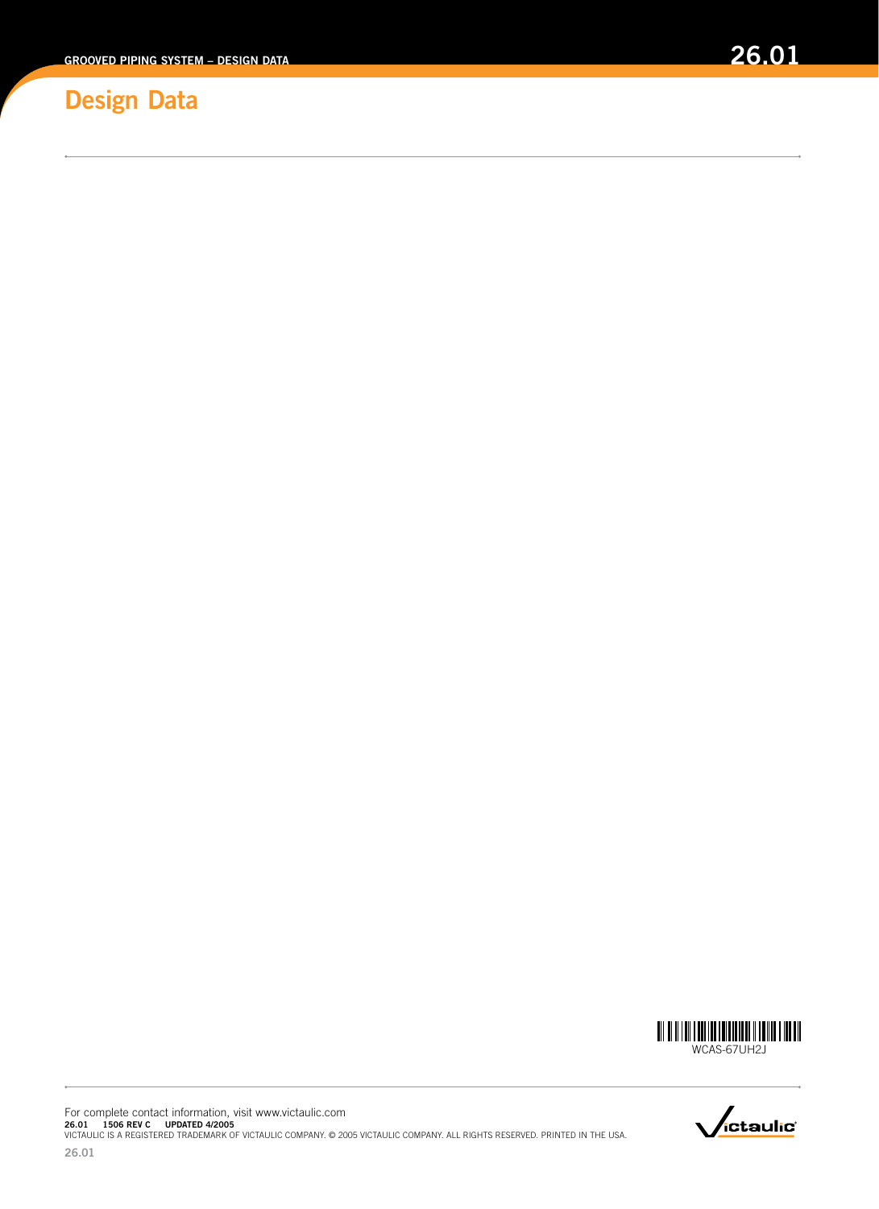# Design Data

WCAS-67UH2J

For complete contact information, visit www.victaulic.com

**26.01 1506 REV C UPDATED 4/2005**

VICTAULIC IS A REGISTERED TRADEMARK OF VICTAULIC COMPANY. © 2005 VICTAULIC COMPANY. ALL RIGHTS RESERVED. PRINTED IN THE USA.